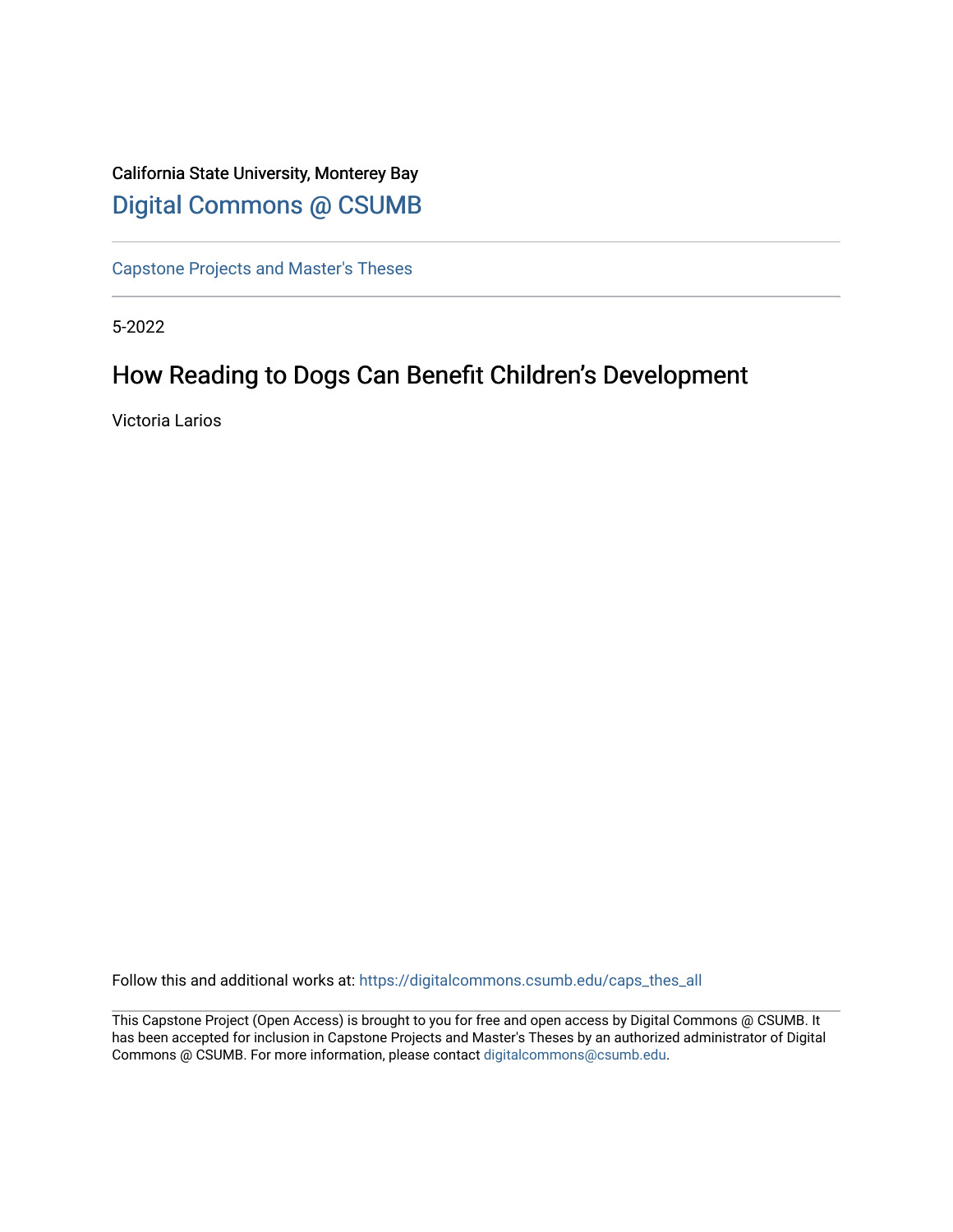California State University, Monterey Bay

Digital Commons @ CSUMB

Capstone Projects and Master's Theses

5-2022

# How Reading to Dogs Can Benefit Children's Development

Victoria Larios

Follow this and additional works at: https://digitalcommons.csumb.edu/caps_thes_all

This Capstone Project (Open Access) is brought to you for free and open access by Digital Commons @ CSUMB. It has been accepted for inclusion in Capstone Projects and Master's Theses by an authorized administrator of Digital Commons @ CSUMB. For more information, please contact digitalcommons@csumb.edu.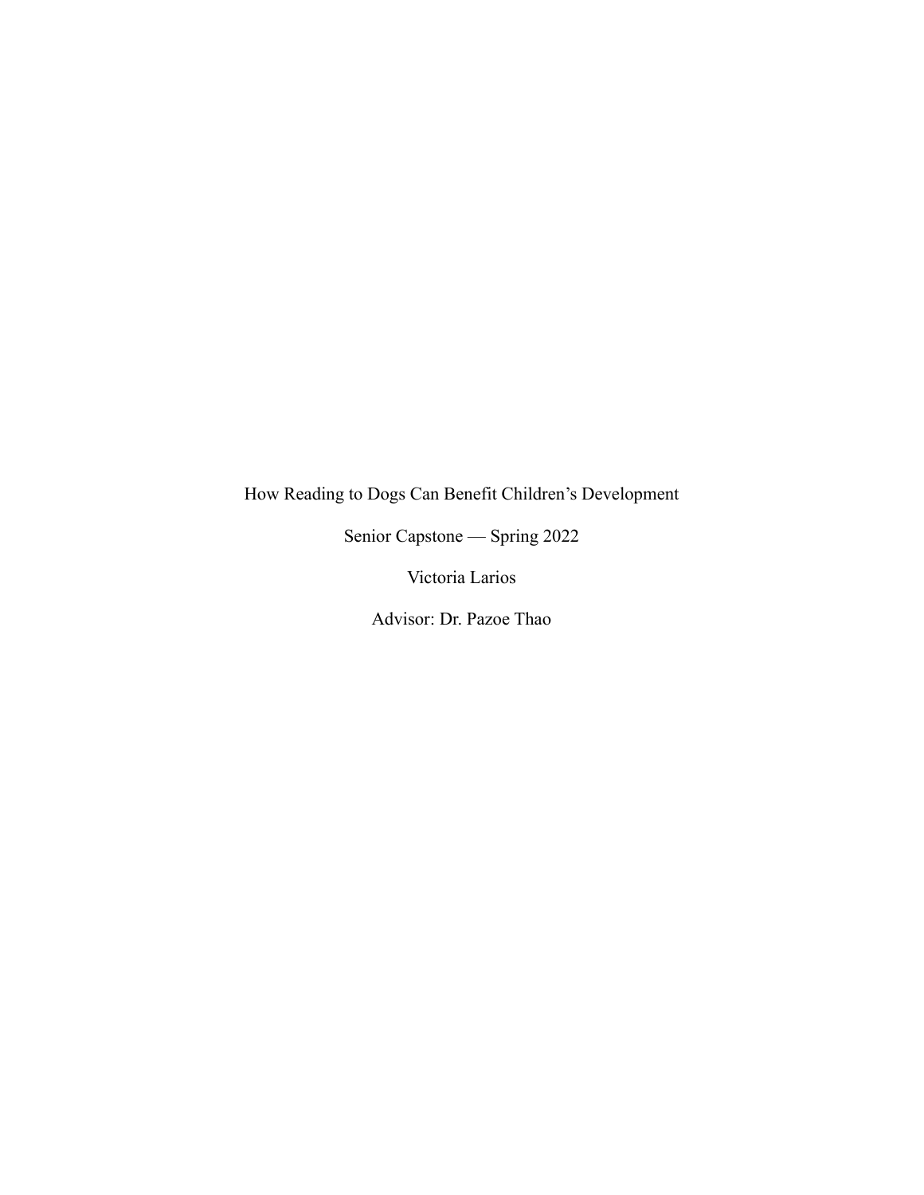How Reading to Dogs Can Benefit Children's Development

Senior Capstone — Spring 2022

Victoria Larios

Advisor: Dr. Pazoe Thao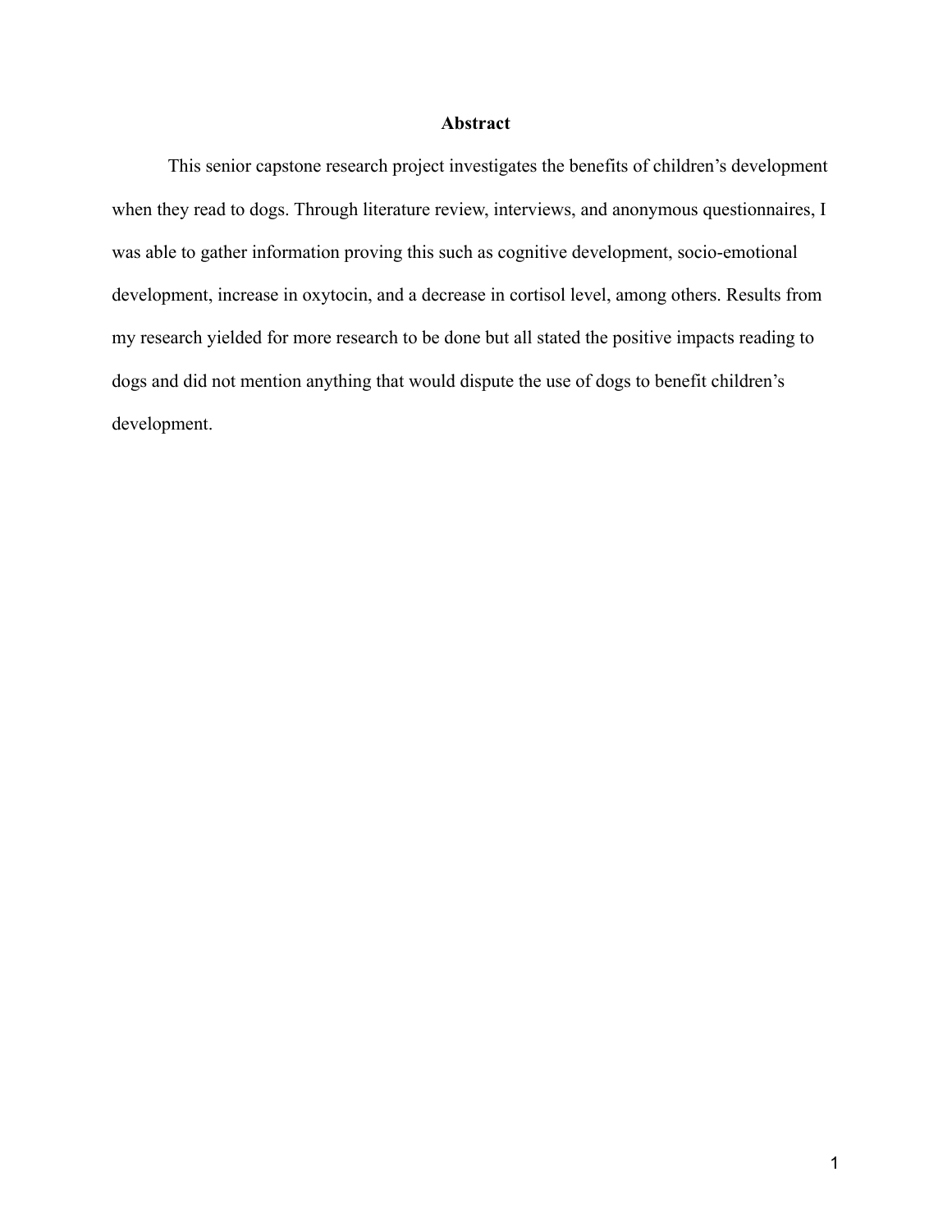## Abstract

This senior capstone research project investigates the benefits of children's development when they read to dogs. Through literature review, interviews, and anonymous questionnaires, I was able to gather information proving this such as cognitive development, socio-emotional development, increase in oxytocin, and a decrease in cortisol level, among others. Results from my research yielded for more research to be done but all stated the positive impacts reading to dogs and did not mention anything that would dispute the use of dogs to benefit children's development.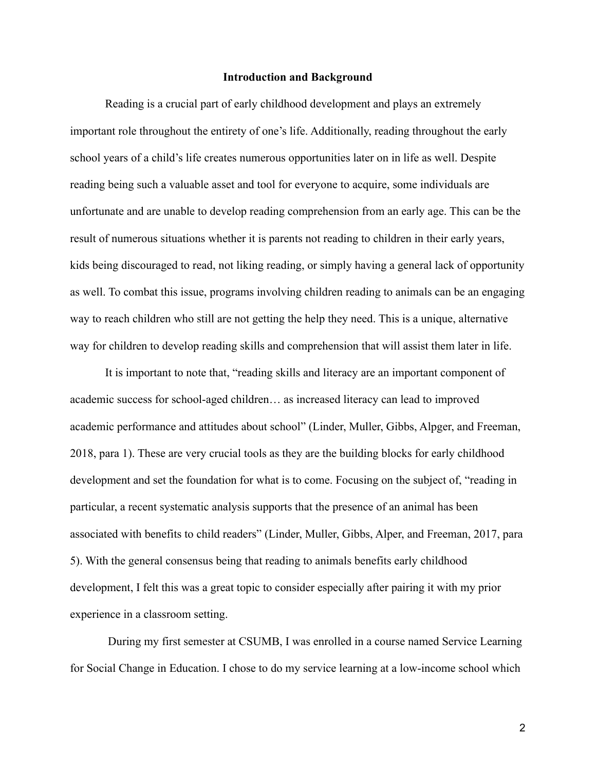## Introduction and Background

Reading is a crucial part of early childhood development and plays an extremely important role throughout the entirety of one's life. Additionally, reading throughout the early school years of a child's life creates numerous opportunities later on in life as well. Despite reading being such a valuable asset and tool for everyone to acquire, some individuals are unfortunate and are unable to develop reading comprehension from an early age. This can be the result of numerous situations whether it is parents not reading to children in their early years, kids being discouraged to read, not liking reading, or simply having a general lack of opportunity as well. To combat this issue, programs involving children reading to animals can be an engaging way to reach children who still are not getting the help they need. This is a unique, alternative way for children to develop reading skills and comprehension that will assist them later in life.

It is important to note that, "reading skills and literacy are an important component of academic success for school-aged children… as increased literacy can lead to improved academic performance and attitudes about school" (Linder, Muller, Gibbs, Alpger, and Freeman, 2018, para 1). These are very crucial tools as they are the building blocks for early childhood development and set the foundation for what is to come. Focusing on the subject of, "reading in particular, a recent systematic analysis supports that the presence of an animal has been associated with benefits to child readers" (Linder, Muller, Gibbs, Alper, and Freeman, 2017, para 5). With the general consensus being that reading to animals benefits early childhood development, I felt this was a great topic to consider especially after pairing it with my prior experience in a classroom setting.

During my first semester at CSUMB, I was enrolled in a course named Service Learning for Social Change in Education. I chose to do my service learning at a low-income school which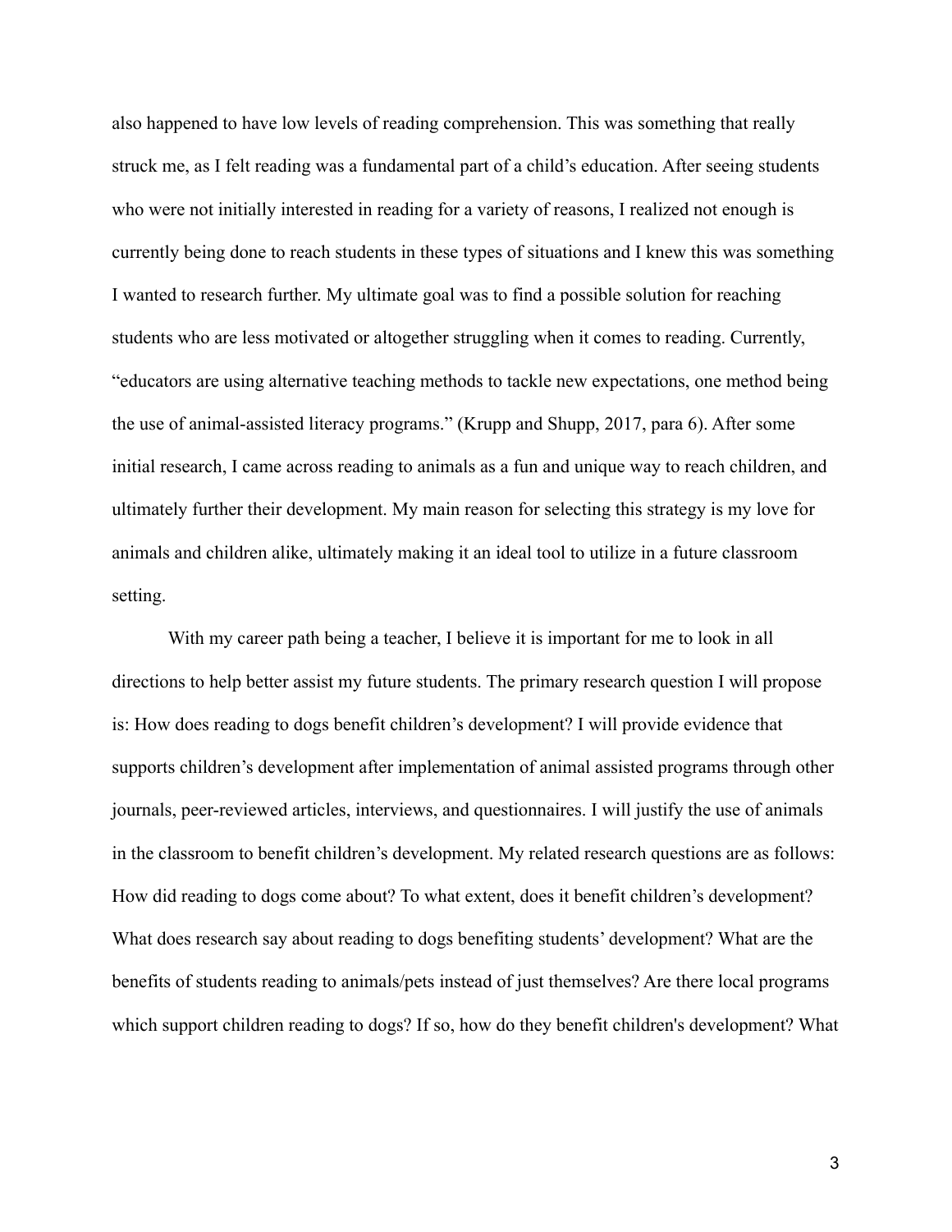also happened to have low levels of reading comprehension. This was something that really struck me, as I felt reading was a fundamental part of a child's education. After seeing students who were not initially interested in reading for a variety of reasons, I realized not enough is currently being done to reach students in these types of situations and I knew this was something I wanted to research further. My ultimate goal was to find a possible solution for reaching students who are less motivated or altogether struggling when it comes to reading. Currently, "educators are using alternative teaching methods to tackle new expectations, one method being the use of animal-assisted literacy programs." (Krupp and Shupp, 2017, para 6). After some initial research, I came across reading to animals as a fun and unique way to reach children, and ultimately further their development. My main reason for selecting this strategy is my love for animals and children alike, ultimately making it an ideal tool to utilize in a future classroom setting.

With my career path being a teacher, I believe it is important for me to look in all directions to help better assist my future students. The primary research question I will propose is: How does reading to dogs benefit children's development? I will provide evidence that supports children's development after implementation of animal assisted programs through other journals, peer-reviewed articles, interviews, and questionnaires. I will justify the use of animals in the classroom to benefit children's development. My related research questions are as follows: How did reading to dogs come about? To what extent, does it benefit children's development? What does research say about reading to dogs benefiting students' development? What are the benefits of students reading to animals/pets instead of just themselves? Are there local programs which support children reading to dogs? If so, how do they benefit children's development? What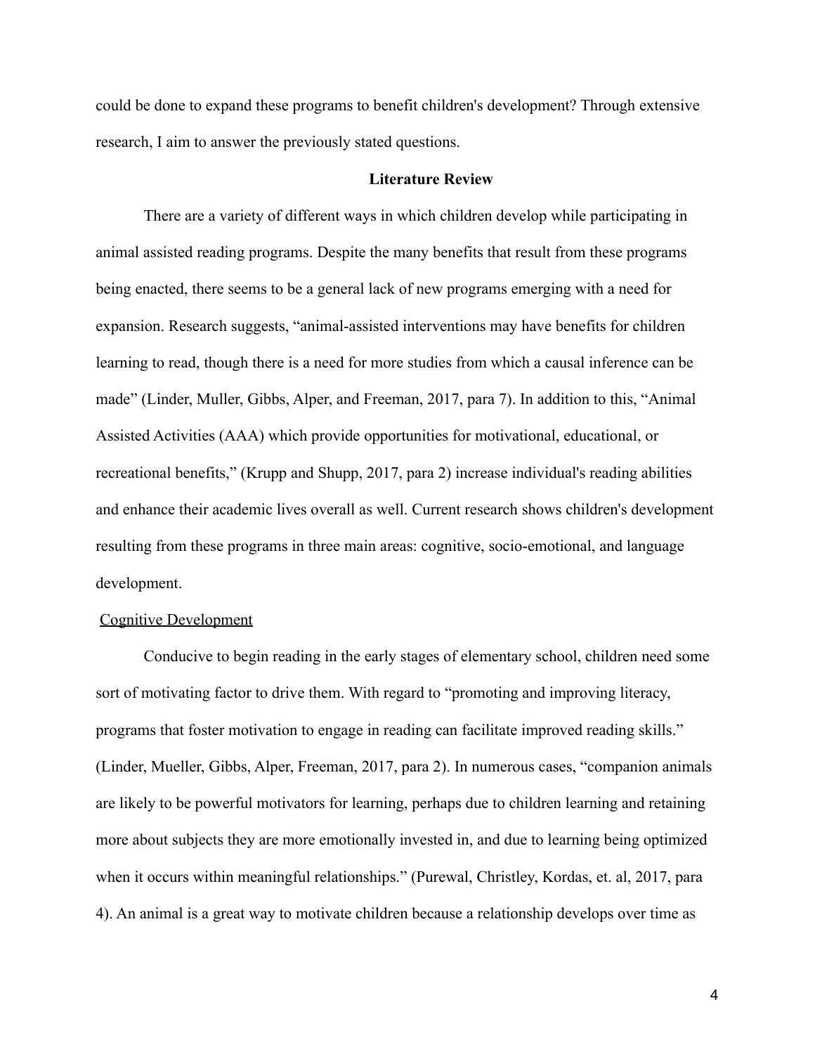could be done to expand these programs to benefit children's development? Through extensive research, I aim to answer the previously stated questions.

## Literature Review

There are a variety of different ways in which children develop while participating in animal assisted reading programs. Despite the many benefits that result from these programs being enacted, there seems to be a general lack of new programs emerging with a need for expansion. Research suggests, "animal-assisted interventions may have benefits for children learning to read, though there is a need for more studies from which a causal inference can be made" (Linder, Muller, Gibbs, Alper, and Freeman, 2017, para 7). In addition to this, "Animal Assisted Activities (AAA) which provide opportunities for motivational, educational, or recreational benefits," (Krupp and Shupp, 2017, para 2) increase individual's reading abilities and enhance their academic lives overall as well. Current research shows children's development resulting from these programs in three main areas: cognitive, socio-emotional, and language development.

### Cognitive Development

Conducive to begin reading in the early stages of elementary school, children need some sort of motivating factor to drive them. With regard to "promoting and improving literacy, programs that foster motivation to engage in reading can facilitate improved reading skills." (Linder, Mueller, Gibbs, Alper, Freeman, 2017, para 2). In numerous cases, "companion animals are likely to be powerful motivators for learning, perhaps due to children learning and retaining more about subjects they are more emotionally invested in, and due to learning being optimized when it occurs within meaningful relationships." (Purewal, Christley, Kordas, et. al, 2017, para 4). An animal is a great way to motivate children because a relationship develops over time as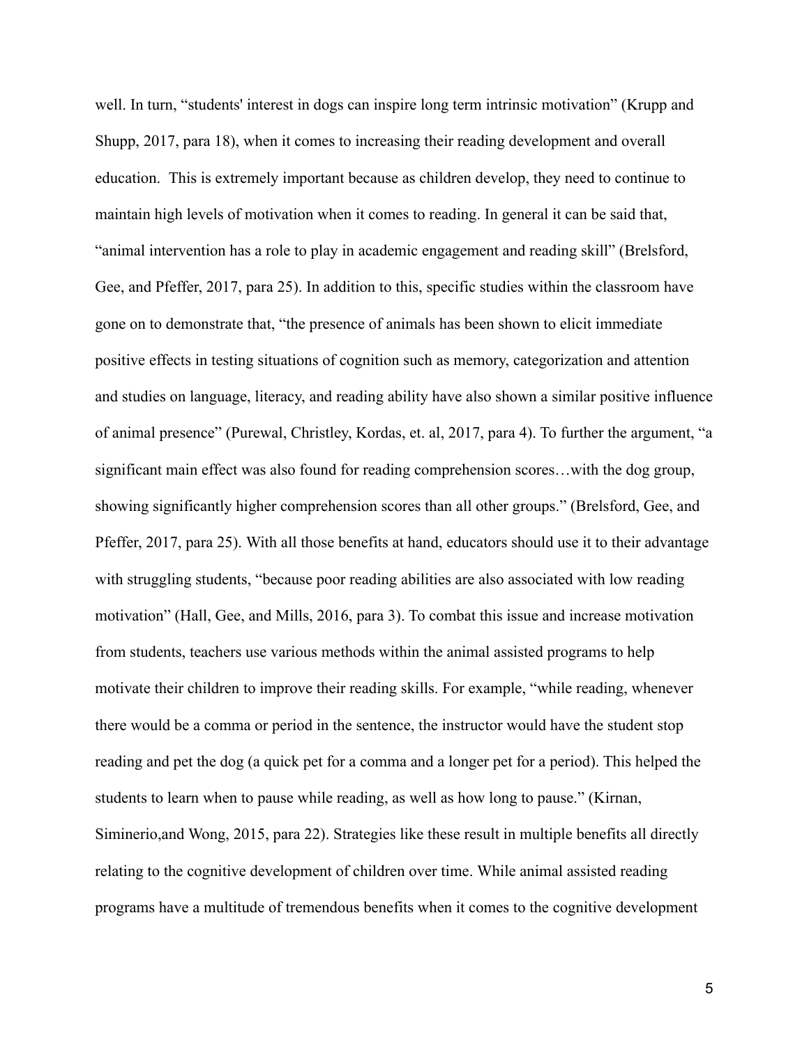well. In turn, "students' interest in dogs can inspire long term intrinsic motivation" (Krupp and Shupp, 2017, para 18), when it comes to increasing their reading development and overall education. This is extremely important because as children develop, they need to continue to maintain high levels of motivation when it comes to reading. In general it can be said that, "animal intervention has a role to play in academic engagement and reading skill" (Brelsford, Gee, and Pfeffer, 2017, para 25). In addition to this, specific studies within the classroom have gone on to demonstrate that, "the presence of animals has been shown to elicit immediate positive effects in testing situations of cognition such as memory, categorization and attention and studies on language, literacy, and reading ability have also shown a similar positive influence of animal presence" (Purewal, Christley, Kordas, et. al, 2017, para 4). To further the argument, "a significant main effect was also found for reading comprehension scores…with the dog group, showing significantly higher comprehension scores than all other groups." (Brelsford, Gee, and Pfeffer, 2017, para 25). With all those benefits at hand, educators should use it to their advantage with struggling students, "because poor reading abilities are also associated with low reading motivation" (Hall, Gee, and Mills, 2016, para 3). To combat this issue and increase motivation from students, teachers use various methods within the animal assisted programs to help motivate their children to improve their reading skills. For example, "while reading, whenever there would be a comma or period in the sentence, the instructor would have the student stop reading and pet the dog (a quick pet for a comma and a longer pet for a period). This helped the students to learn when to pause while reading, as well as how long to pause." (Kirnan, Siminerio,and Wong, 2015, para 22). Strategies like these result in multiple benefits all directly relating to the cognitive development of children over time. While animal assisted reading programs have a multitude of tremendous benefits when it comes to the cognitive development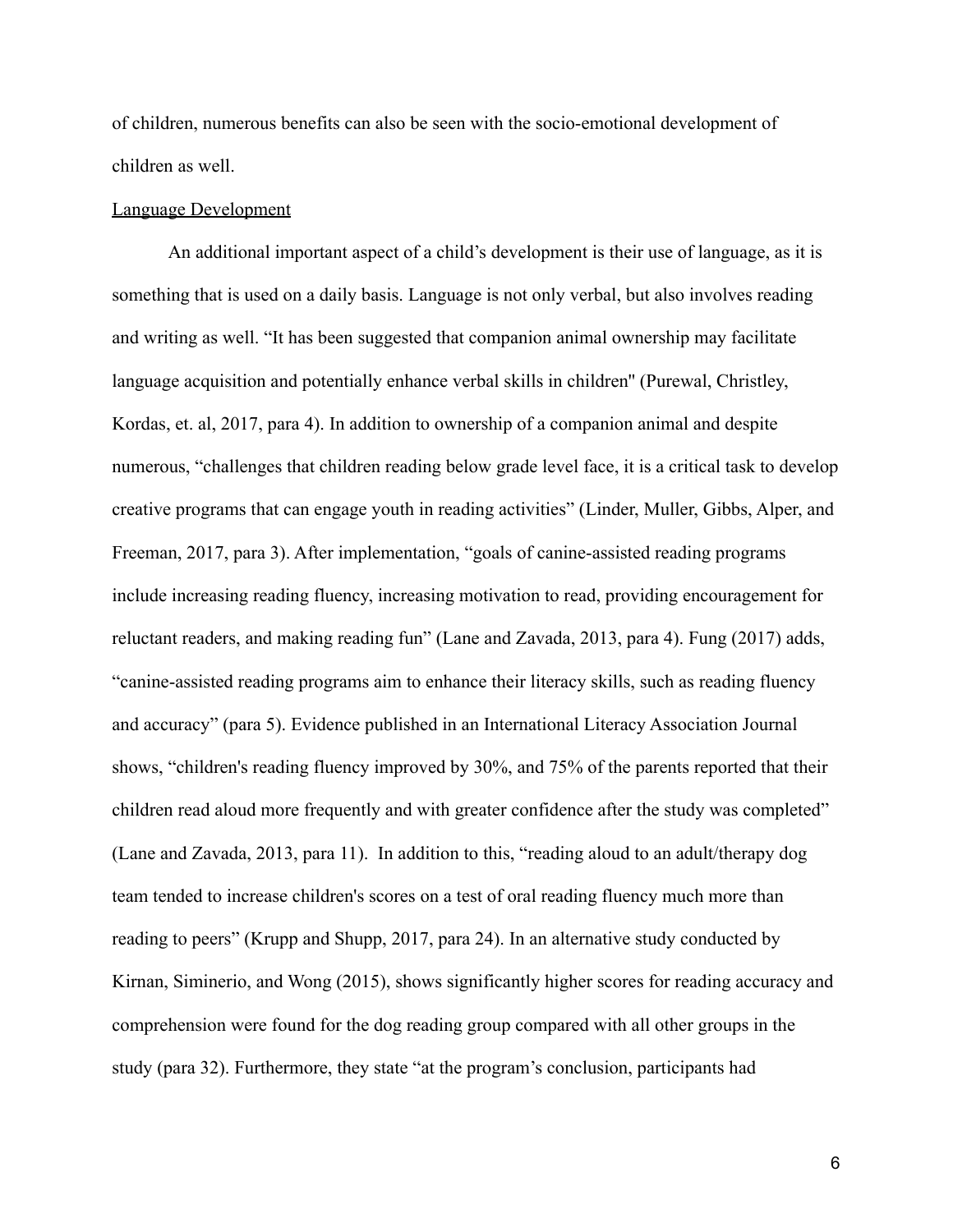of children, numerous benefits can also be seen with the socio-emotional development of children as well.

Language Development

An additional important aspect of a child's development is their use of language, as it is something that is used on a daily basis. Language is not only verbal, but also involves reading and writing as well. "It has been suggested that companion animal ownership may facilitate language acquisition and potentially enhance verbal skills in children" (Purewal, Christley, Kordas, et. al, 2017, para 4). In addition to ownership of a companion animal and despite numerous, "challenges that children reading below grade level face, it is a critical task to develop creative programs that can engage youth in reading activities" (Linder, Muller, Gibbs, Alper, and Freeman, 2017, para 3). After implementation, "goals of canine-assisted reading programs include increasing reading fluency, increasing motivation to read, providing encouragement for reluctant readers, and making reading fun" (Lane and Zavada, 2013, para 4). Fung (2017) adds, "canine-assisted reading programs aim to enhance their literacy skills, such as reading fluency and accuracy" (para 5). Evidence published in an International Literacy Association Journal shows, "children's reading fluency improved by 30%, and 75% of the parents reported that their children read aloud more frequently and with greater confidence after the study was completed" (Lane and Zavada, 2013, para 11). In addition to this, "reading aloud to an adult/therapy dog team tended to increase children's scores on a test of oral reading fluency much more than reading to peers" (Krupp and Shupp, 2017, para 24). In an alternative study conducted by Kirnan, Siminerio, and Wong (2015), shows significantly higher scores for reading accuracy and comprehension were found for the dog reading group compared with all other groups in the study (para 32). Furthermore, they state "at the program's conclusion, participants had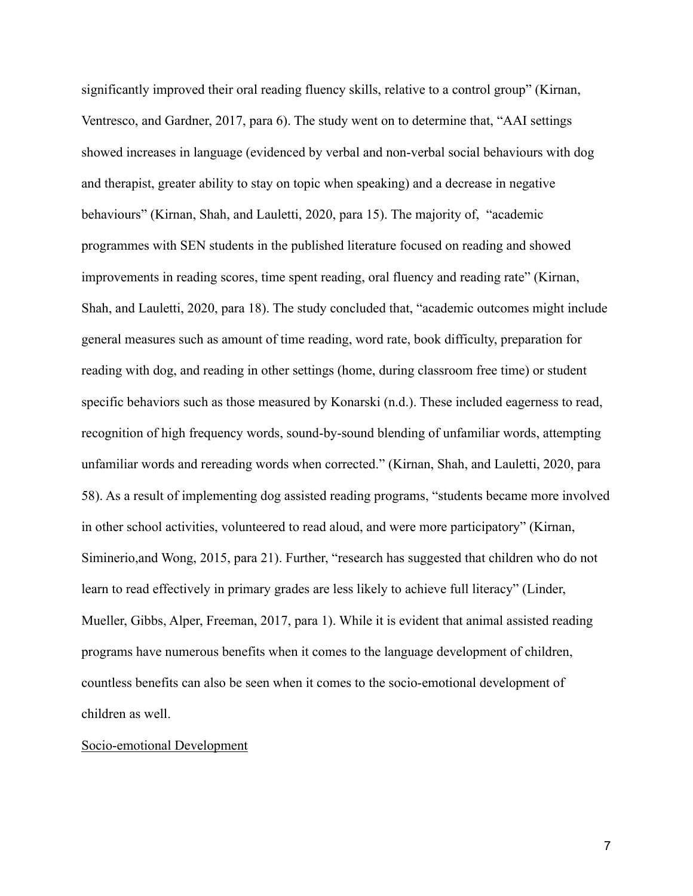significantly improved their oral reading fluency skills, relative to a control group" (Kirnan, Ventresco, and Gardner, 2017, para 6). The study went on to determine that, "AAI settings showed increases in language (evidenced by verbal and non-verbal social behaviours with dog and therapist, greater ability to stay on topic when speaking) and a decrease in negative behaviours" (Kirnan, Shah, and Lauletti, 2020, para 15). The majority of,  "academic programmes with SEN students in the published literature focused on reading and showed improvements in reading scores, time spent reading, oral fluency and reading rate" (Kirnan, Shah, and Lauletti, 2020, para 18). The study concluded that, "academic outcomes might include general measures such as amount of time reading, word rate, book difficulty, preparation for reading with dog, and reading in other settings (home, during classroom free time) or student specific behaviors such as those measured by Konarski (n.d.). These included eagerness to read, recognition of high frequency words, sound-by-sound blending of unfamiliar words, attempting unfamiliar words and rereading words when corrected." (Kirnan, Shah, and Lauletti, 2020, para 58). As a result of implementing dog assisted reading programs, "students became more involved in other school activities, volunteered to read aloud, and were more participatory" (Kirnan, Siminerio,and Wong, 2015, para 21). Further, "research has suggested that children who do not learn to read effectively in primary grades are less likely to achieve full literacy" (Linder, Mueller, Gibbs, Alper, Freeman, 2017, para 1). While it is evident that animal assisted reading programs have numerous benefits when it comes to the language development of children, countless benefits can also be seen when it comes to the socio-emotional development of children as well.

Socio-emotional Development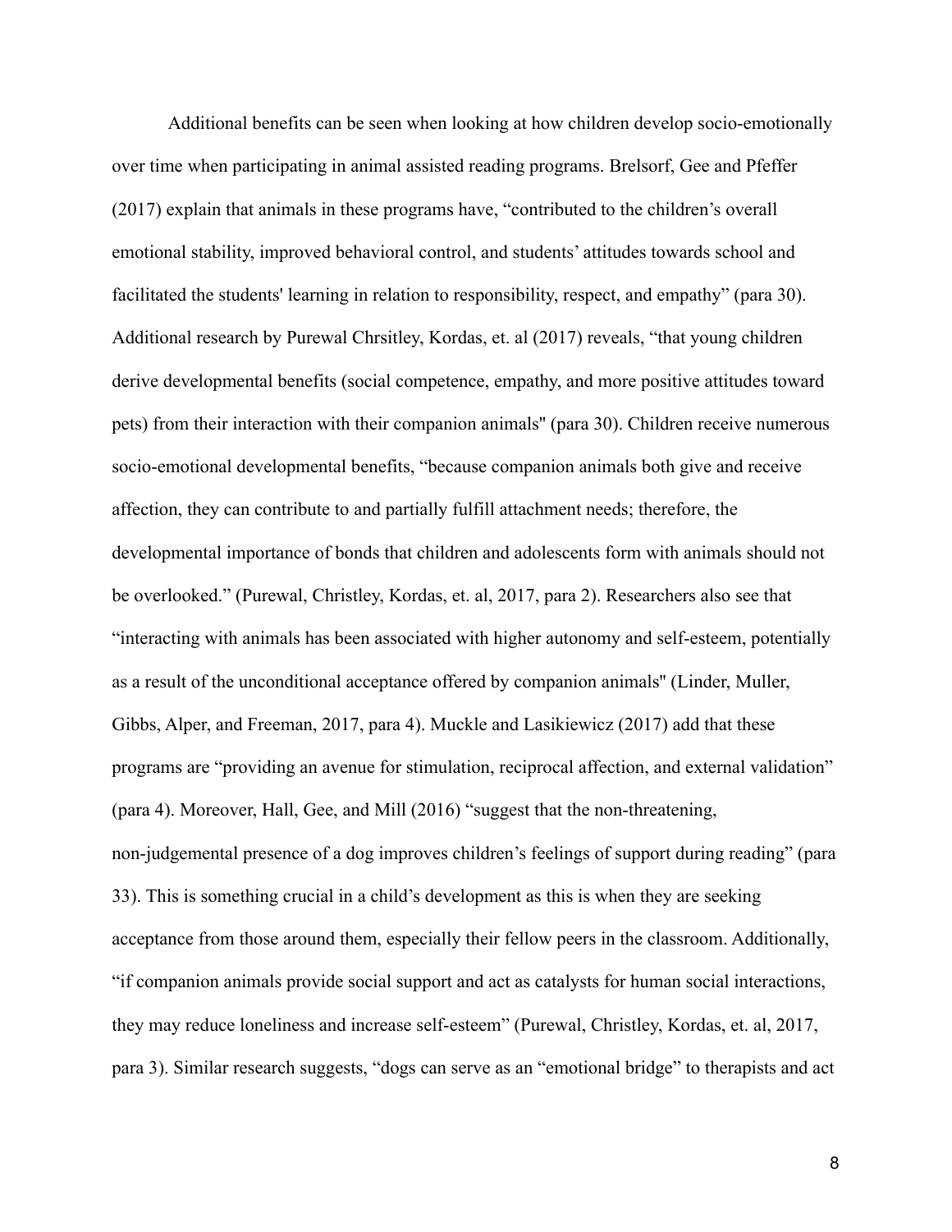Additional benefits can be seen when looking at how children develop socio-emotionally over time when participating in animal assisted reading programs. Brelsorf, Gee and Pfeffer (2017) explain that animals in these programs have, “contributed to the children’s overall emotional stability, improved behavioral control, and students’ attitudes towards school and facilitated the students' learning in relation to responsibility, respect, and empathy” (para 30). Additional research by Purewal Chrsitley, Kordas, et. al (2017) reveals, “that young children derive developmental benefits (social competence, empathy, and more positive attitudes toward pets) from their interaction with their companion animals" (para 30). Children receive numerous socio-emotional developmental benefits, “because companion animals both give and receive affection, they can contribute to and partially fulfill attachment needs; therefore, the developmental importance of bonds that children and adolescents form with animals should not be overlooked.” (Purewal, Christley, Kordas, et. al, 2017, para 2). Researchers also see that “interacting with animals has been associated with higher autonomy and self-esteem, potentially as a result of the unconditional acceptance offered by companion animals" (Linder, Muller, Gibbs, Alper, and Freeman, 2017, para 4). Muckle and Lasikiewicz (2017) add that these programs are “providing an avenue for stimulation, reciprocal affection, and external validation” (para 4). Moreover, Hall, Gee, and Mill (2016) “suggest that the non-threatening, non-judgemental presence of a dog improves children’s feelings of support during reading” (para 33). This is something crucial in a child’s development as this is when they are seeking acceptance from those around them, especially their fellow peers in the classroom. Additionally, “if companion animals provide social support and act as catalysts for human social interactions, they may reduce loneliness and increase self-esteem” (Purewal, Christley, Kordas, et. al, 2017, para 3). Similar research suggests, “dogs can serve as an “emotional bridge” to therapists and act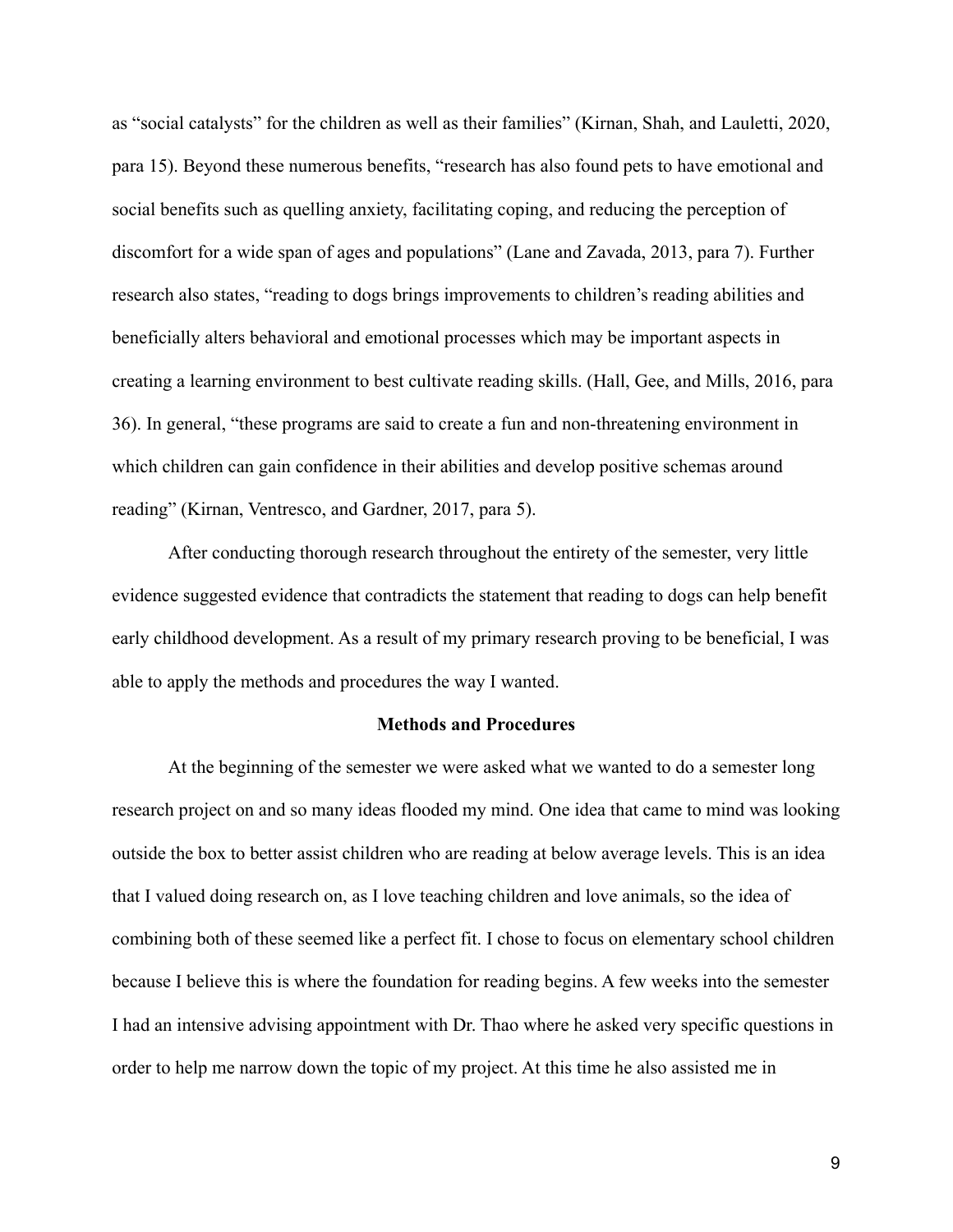as "social catalysts" for the children as well as their families" (Kirnan, Shah, and Lauletti, 2020, para 15). Beyond these numerous benefits, "research has also found pets to have emotional and social benefits such as quelling anxiety, facilitating coping, and reducing the perception of discomfort for a wide span of ages and populations" (Lane and Zavada, 2013, para 7). Further research also states, "reading to dogs brings improvements to children's reading abilities and beneficially alters behavioral and emotional processes which may be important aspects in creating a learning environment to best cultivate reading skills. (Hall, Gee, and Mills, 2016, para 36). In general, "these programs are said to create a fun and non-threatening environment in which children can gain confidence in their abilities and develop positive schemas around reading" (Kirnan, Ventresco, and Gardner, 2017, para 5).

After conducting thorough research throughout the entirety of the semester, very little evidence suggested evidence that contradicts the statement that reading to dogs can help benefit early childhood development. As a result of my primary research proving to be beneficial, I was able to apply the methods and procedures the way I wanted.

## Methods and Procedures

At the beginning of the semester we were asked what we wanted to do a semester long research project on and so many ideas flooded my mind. One idea that came to mind was looking outside the box to better assist children who are reading at below average levels. This is an idea that I valued doing research on, as I love teaching children and love animals, so the idea of combining both of these seemed like a perfect fit. I chose to focus on elementary school children because I believe this is where the foundation for reading begins. A few weeks into the semester I had an intensive advising appointment with Dr. Thao where he asked very specific questions in order to help me narrow down the topic of my project. At this time he also assisted me in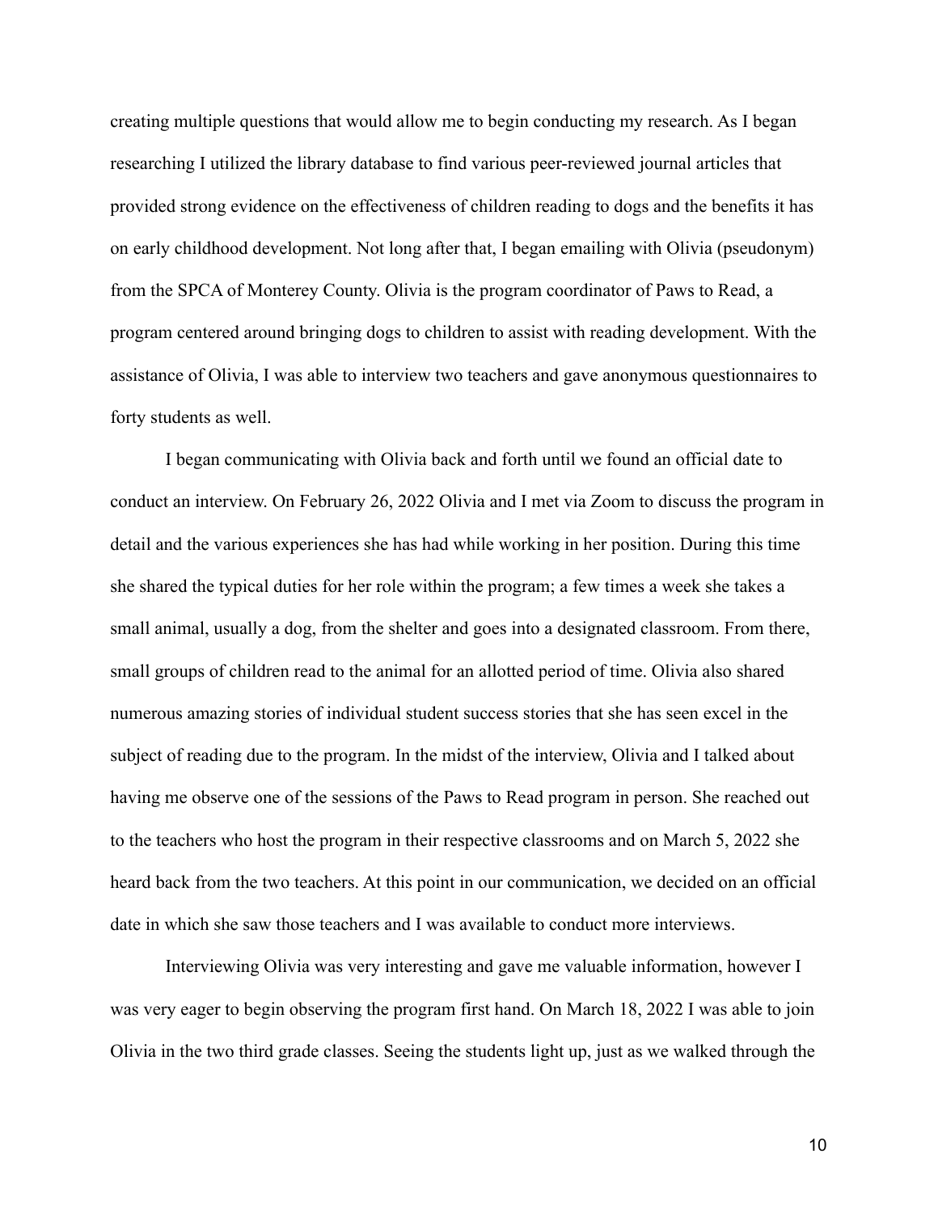creating multiple questions that would allow me to begin conducting my research. As I began researching I utilized the library database to find various peer-reviewed journal articles that provided strong evidence on the effectiveness of children reading to dogs and the benefits it has on early childhood development. Not long after that, I began emailing with Olivia (pseudonym) from the SPCA of Monterey County. Olivia is the program coordinator of Paws to Read, a program centered around bringing dogs to children to assist with reading development. With the assistance of Olivia, I was able to interview two teachers and gave anonymous questionnaires to forty students as well.

I began communicating with Olivia back and forth until we found an official date to conduct an interview. On February 26, 2022 Olivia and I met via Zoom to discuss the program in detail and the various experiences she has had while working in her position. During this time she shared the typical duties for her role within the program; a few times a week she takes a small animal, usually a dog, from the shelter and goes into a designated classroom. From there, small groups of children read to the animal for an allotted period of time. Olivia also shared numerous amazing stories of individual student success stories that she has seen excel in the subject of reading due to the program. In the midst of the interview, Olivia and I talked about having me observe one of the sessions of the Paws to Read program in person. She reached out to the teachers who host the program in their respective classrooms and on March 5, 2022 she heard back from the two teachers. At this point in our communication, we decided on an official date in which she saw those teachers and I was available to conduct more interviews.

Interviewing Olivia was very interesting and gave me valuable information, however I was very eager to begin observing the program first hand. On March 18, 2022 I was able to join Olivia in the two third grade classes. Seeing the students light up, just as we walked through the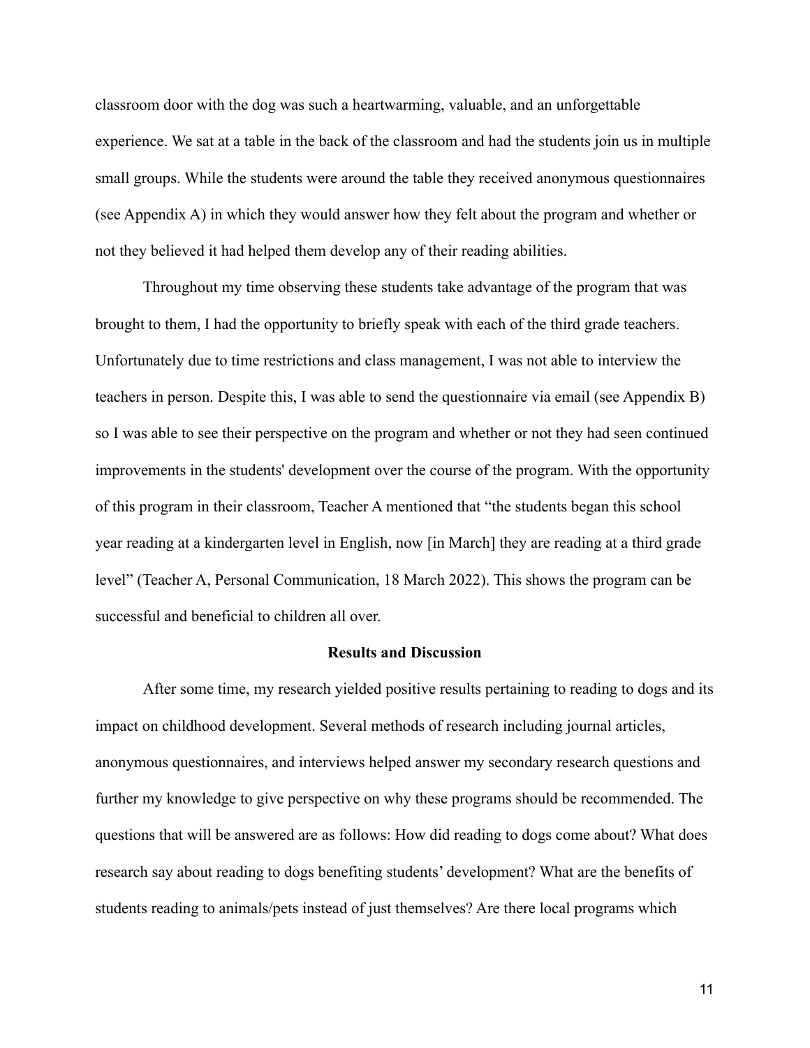classroom door with the dog was such a heartwarming, valuable, and an unforgettable experience. We sat at a table in the back of the classroom and had the students join us in multiple small groups. While the students were around the table they received anonymous questionnaires (see Appendix A) in which they would answer how they felt about the program and whether or not they believed it had helped them develop any of their reading abilities.

Throughout my time observing these students take advantage of the program that was brought to them, I had the opportunity to briefly speak with each of the third grade teachers. Unfortunately due to time restrictions and class management, I was not able to interview the teachers in person. Despite this, I was able to send the questionnaire via email (see Appendix B) so I was able to see their perspective on the program and whether or not they had seen continued improvements in the students' development over the course of the program. With the opportunity of this program in their classroom, Teacher A mentioned that "the students began this school year reading at a kindergarten level in English, now [in March] they are reading at a third grade level" (Teacher A, Personal Communication, 18 March 2022). This shows the program can be successful and beneficial to children all over.

## Results and Discussion

After some time, my research yielded positive results pertaining to reading to dogs and its impact on childhood development. Several methods of research including journal articles, anonymous questionnaires, and interviews helped answer my secondary research questions and further my knowledge to give perspective on why these programs should be recommended. The questions that will be answered are as follows: How did reading to dogs come about? What does research say about reading to dogs benefiting students' development? What are the benefits of students reading to animals/pets instead of just themselves? Are there local programs which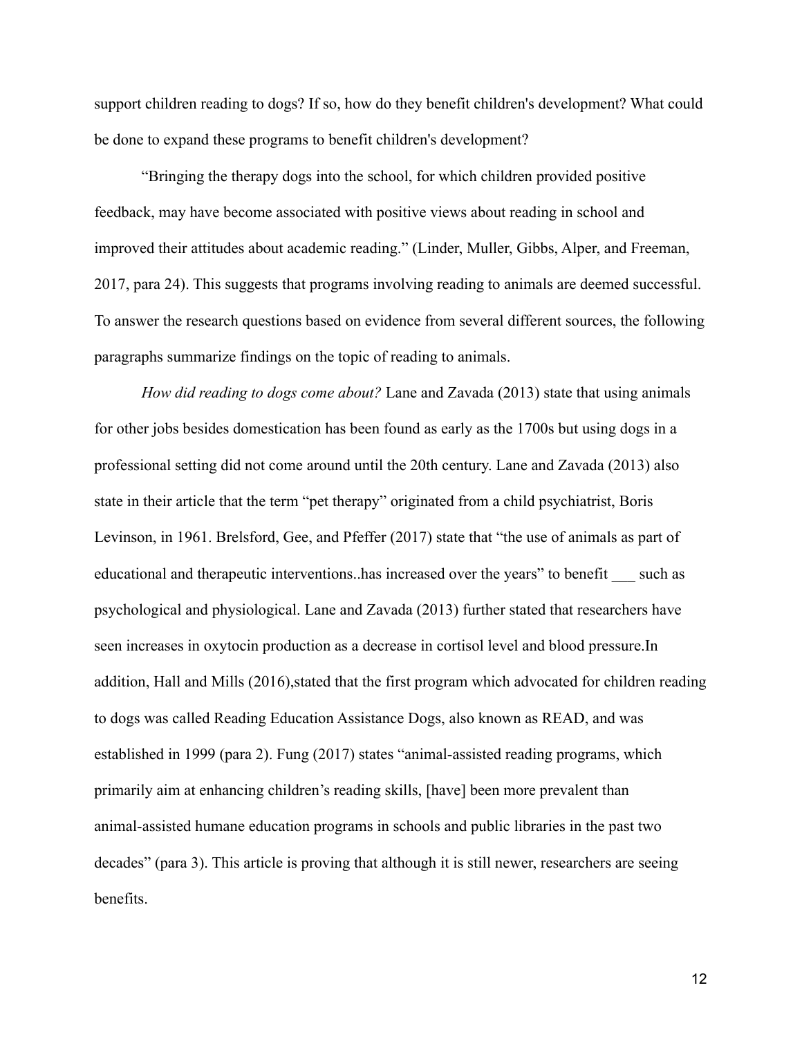support children reading to dogs? If so, how do they benefit children's development? What could be done to expand these programs to benefit children's development?

"Bringing the therapy dogs into the school, for which children provided positive feedback, may have become associated with positive views about reading in school and improved their attitudes about academic reading." (Linder, Muller, Gibbs, Alper, and Freeman, 2017, para 24). This suggests that programs involving reading to animals are deemed successful. To answer the research questions based on evidence from several different sources, the following paragraphs summarize findings on the topic of reading to animals.

*How did reading to dogs come about?* Lane and Zavada (2013) state that using animals for other jobs besides domestication has been found as early as the 1700s but using dogs in a professional setting did not come around until the 20th century. Lane and Zavada (2013) also state in their article that the term "pet therapy" originated from a child psychiatrist, Boris Levinson, in 1961. Brelsford, Gee, and Pfeffer (2017) state that "the use of animals as part of educational and therapeutic interventions..has increased over the years" to benefit ___ such as psychological and physiological. Lane and Zavada (2013) further stated that researchers have seen increases in oxytocin production as a decrease in cortisol level and blood pressure.In addition, Hall and Mills (2016),stated that the first program which advocated for children reading to dogs was called Reading Education Assistance Dogs, also known as READ, and was established in 1999 (para 2). Fung (2017) states "animal-assisted reading programs, which primarily aim at enhancing children's reading skills, [have] been more prevalent than animal-assisted humane education programs in schools and public libraries in the past two decades" (para 3). This article is proving that although it is still newer, researchers are seeing benefits.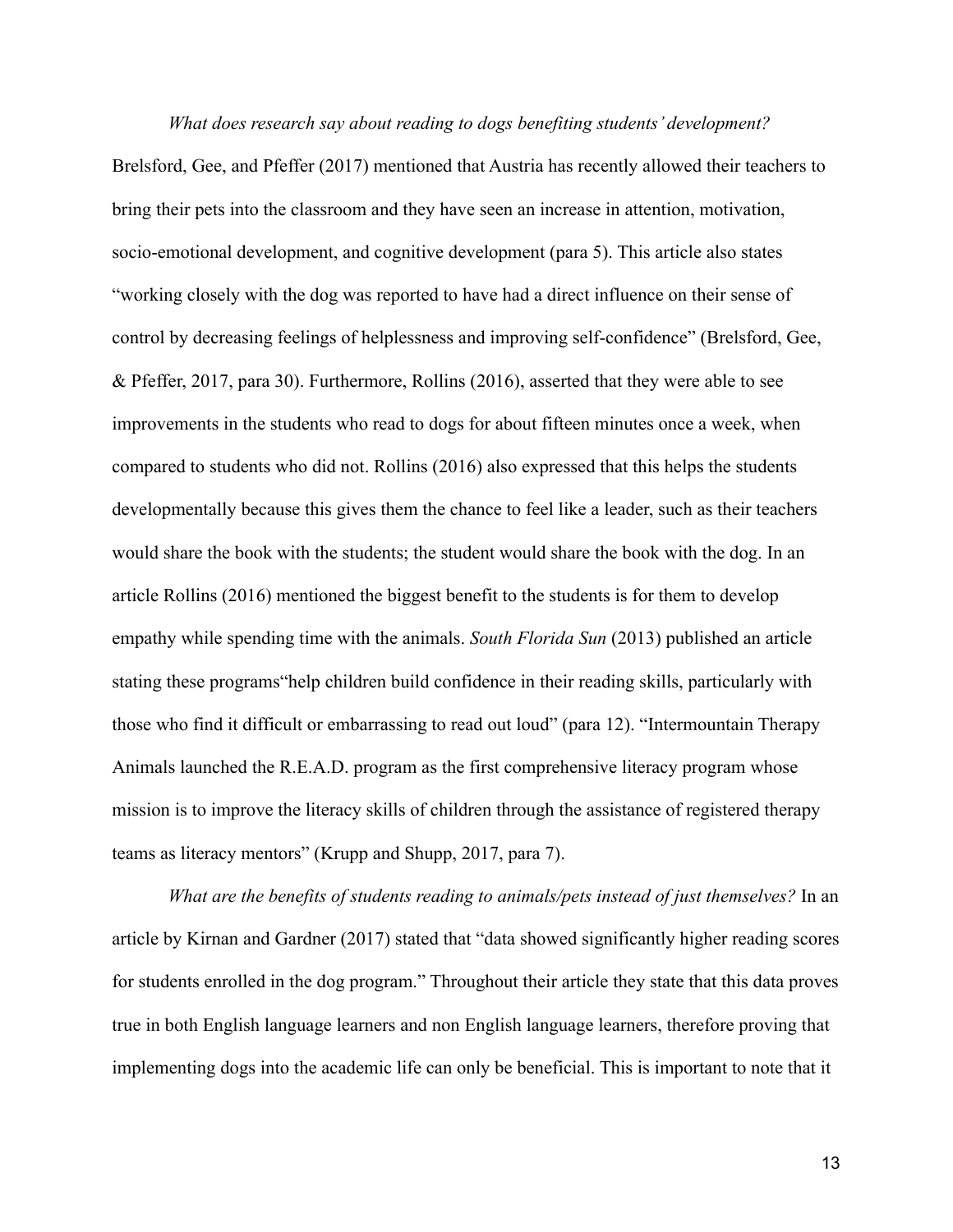*What does research say about reading to dogs benefiting students' development?* Brelsford, Gee, and Pfeffer (2017) mentioned that Austria has recently allowed their teachers to bring their pets into the classroom and they have seen an increase in attention, motivation, socio-emotional development, and cognitive development (para 5). This article also states "working closely with the dog was reported to have had a direct influence on their sense of control by decreasing feelings of helplessness and improving self-confidence" (Brelsford, Gee, & Pfeffer, 2017, para 30). Furthermore, Rollins (2016), asserted that they were able to see improvements in the students who read to dogs for about fifteen minutes once a week, when compared to students who did not. Rollins (2016) also expressed that this helps the students developmentally because this gives them the chance to feel like a leader, such as their teachers would share the book with the students; the student would share the book with the dog. In an article Rollins (2016) mentioned the biggest benefit to the students is for them to develop empathy while spending time with the animals. *South Florida Sun* (2013) published an article stating these programs"help children build confidence in their reading skills, particularly with those who find it difficult or embarrassing to read out loud" (para 12). "Intermountain Therapy Animals launched the R.E.A.D. program as the first comprehensive literacy program whose mission is to improve the literacy skills of children through the assistance of registered therapy teams as literacy mentors" (Krupp and Shupp, 2017, para 7).

*What are the benefits of students reading to animals/pets instead of just themselves?* In an article by Kirnan and Gardner (2017) stated that "data showed significantly higher reading scores for students enrolled in the dog program." Throughout their article they state that this data proves true in both English language learners and non English language learners, therefore proving that implementing dogs into the academic life can only be beneficial. This is important to note that it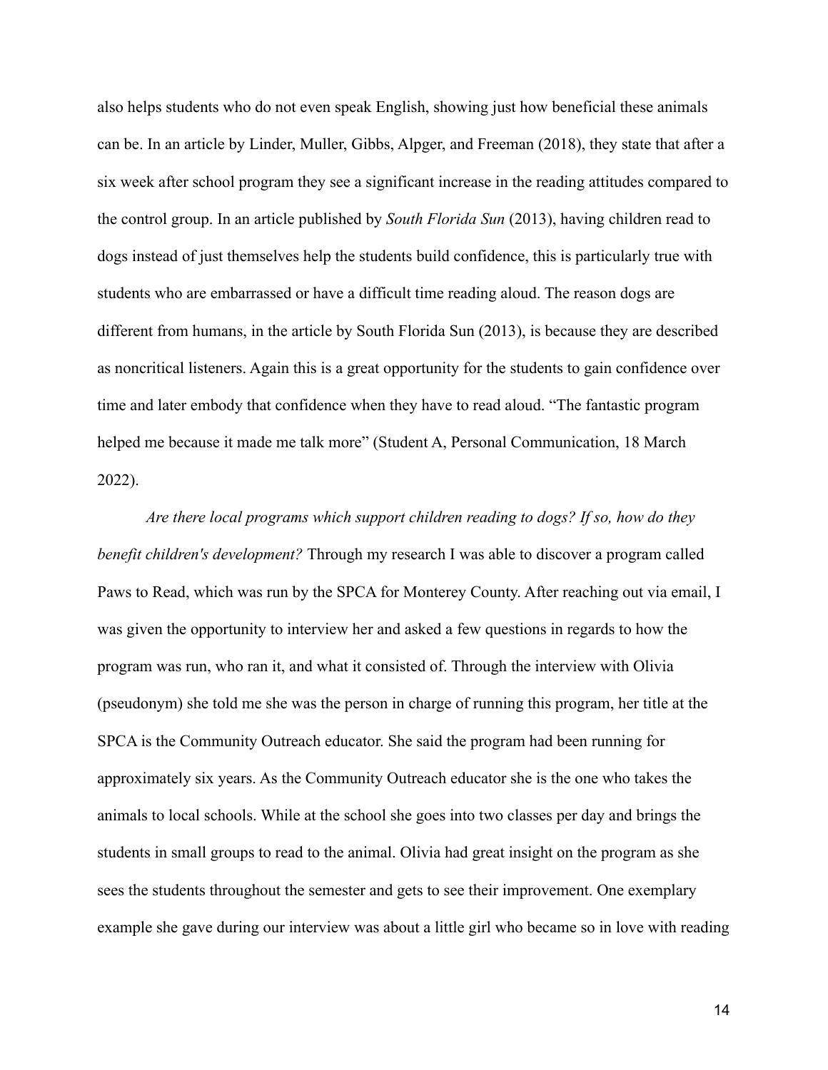also helps students who do not even speak English, showing just how beneficial these animals can be. In an article by Linder, Muller, Gibbs, Alpger, and Freeman (2018), they state that after a six week after school program they see a significant increase in the reading attitudes compared to the control group. In an article published by *South Florida Sun* (2013), having children read to dogs instead of just themselves help the students build confidence, this is particularly true with students who are embarrassed or have a difficult time reading aloud. The reason dogs are different from humans, in the article by South Florida Sun (2013), is because they are described as noncritical listeners. Again this is a great opportunity for the students to gain confidence over time and later embody that confidence when they have to read aloud. "The fantastic program helped me because it made me talk more" (Student A, Personal Communication, 18 March 2022).

*Are there local programs which support children reading to dogs? If so, how do they benefit children's development?* Through my research I was able to discover a program called Paws to Read, which was run by the SPCA for Monterey County. After reaching out via email, I was given the opportunity to interview her and asked a few questions in regards to how the program was run, who ran it, and what it consisted of. Through the interview with Olivia (pseudonym) she told me she was the person in charge of running this program, her title at the SPCA is the Community Outreach educator. She said the program had been running for approximately six years. As the Community Outreach educator she is the one who takes the animals to local schools. While at the school she goes into two classes per day and brings the students in small groups to read to the animal. Olivia had great insight on the program as she sees the students throughout the semester and gets to see their improvement. One exemplary example she gave during our interview was about a little girl who became so in love with reading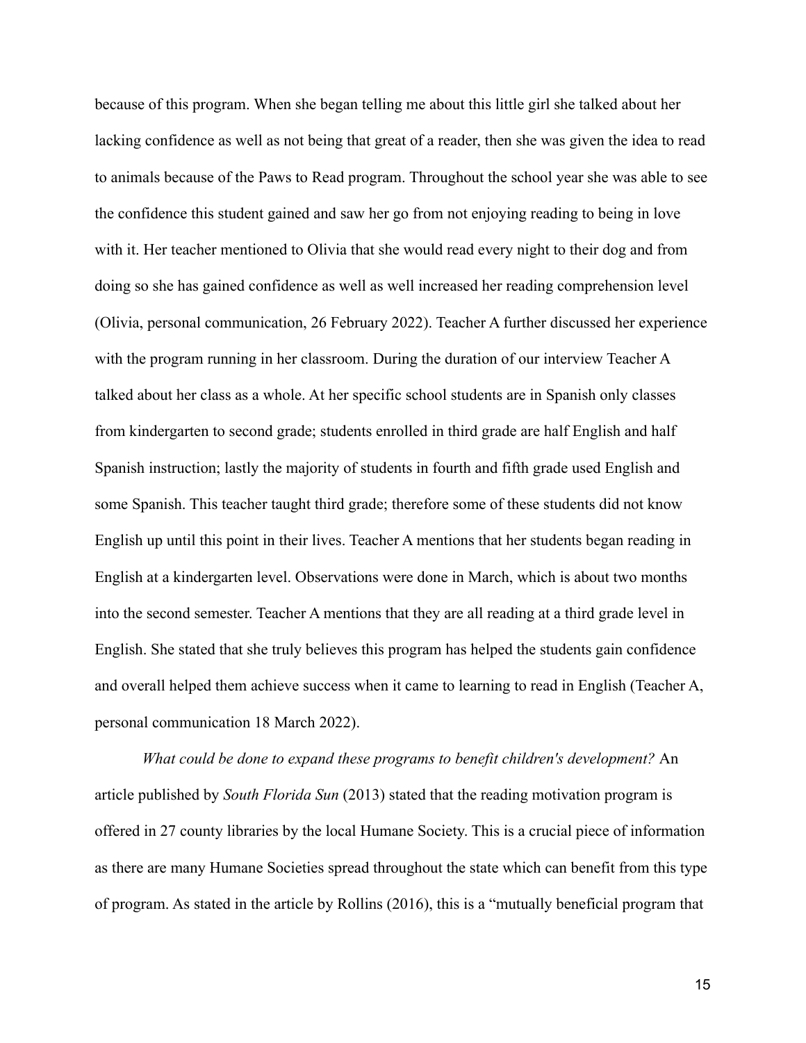because of this program. When she began telling me about this little girl she talked about her lacking confidence as well as not being that great of a reader, then she was given the idea to read to animals because of the Paws to Read program. Throughout the school year she was able to see the confidence this student gained and saw her go from not enjoying reading to being in love with it. Her teacher mentioned to Olivia that she would read every night to their dog and from doing so she has gained confidence as well as well increased her reading comprehension level (Olivia, personal communication, 26 February 2022). Teacher A further discussed her experience with the program running in her classroom. During the duration of our interview Teacher A talked about her class as a whole. At her specific school students are in Spanish only classes from kindergarten to second grade; students enrolled in third grade are half English and half Spanish instruction; lastly the majority of students in fourth and fifth grade used English and some Spanish. This teacher taught third grade; therefore some of these students did not know English up until this point in their lives. Teacher A mentions that her students began reading in English at a kindergarten level. Observations were done in March, which is about two months into the second semester. Teacher A mentions that they are all reading at a third grade level in English. She stated that she truly believes this program has helped the students gain confidence and overall helped them achieve success when it came to learning to read in English (Teacher A, personal communication 18 March 2022).

*What could be done to expand these programs to benefit children's development?* An article published by *South Florida Sun* (2013) stated that the reading motivation program is offered in 27 county libraries by the local Humane Society. This is a crucial piece of information as there are many Humane Societies spread throughout the state which can benefit from this type of program. As stated in the article by Rollins (2016), this is a "mutually beneficial program that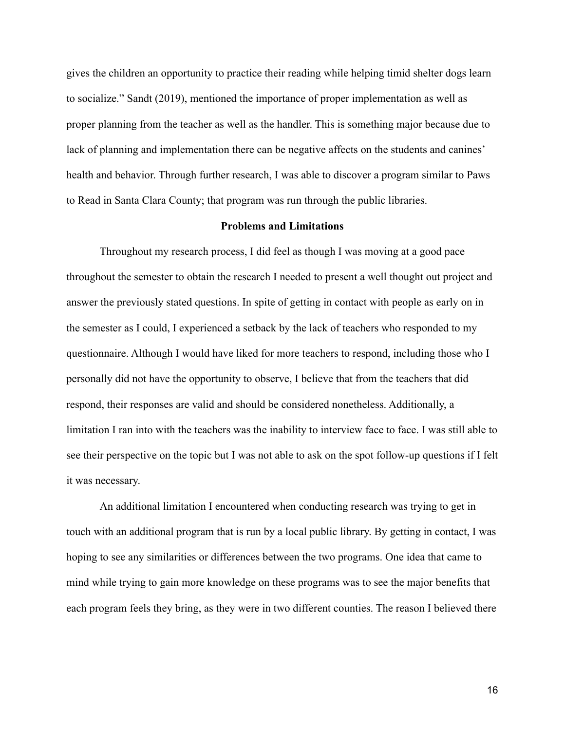gives the children an opportunity to practice their reading while helping timid shelter dogs learn to socialize." Sandt (2019), mentioned the importance of proper implementation as well as proper planning from the teacher as well as the handler. This is something major because due to lack of planning and implementation there can be negative affects on the students and canines' health and behavior. Through further research, I was able to discover a program similar to Paws to Read in Santa Clara County; that program was run through the public libraries.

## Problems and Limitations

Throughout my research process, I did feel as though I was moving at a good pace throughout the semester to obtain the research I needed to present a well thought out project and answer the previously stated questions. In spite of getting in contact with people as early on in the semester as I could, I experienced a setback by the lack of teachers who responded to my questionnaire. Although I would have liked for more teachers to respond, including those who I personally did not have the opportunity to observe, I believe that from the teachers that did respond, their responses are valid and should be considered nonetheless. Additionally, a limitation I ran into with the teachers was the inability to interview face to face. I was still able to see their perspective on the topic but I was not able to ask on the spot follow-up questions if I felt it was necessary.

An additional limitation I encountered when conducting research was trying to get in touch with an additional program that is run by a local public library. By getting in contact, I was hoping to see any similarities or differences between the two programs. One idea that came to mind while trying to gain more knowledge on these programs was to see the major benefits that each program feels they bring, as they were in two different counties. The reason I believed there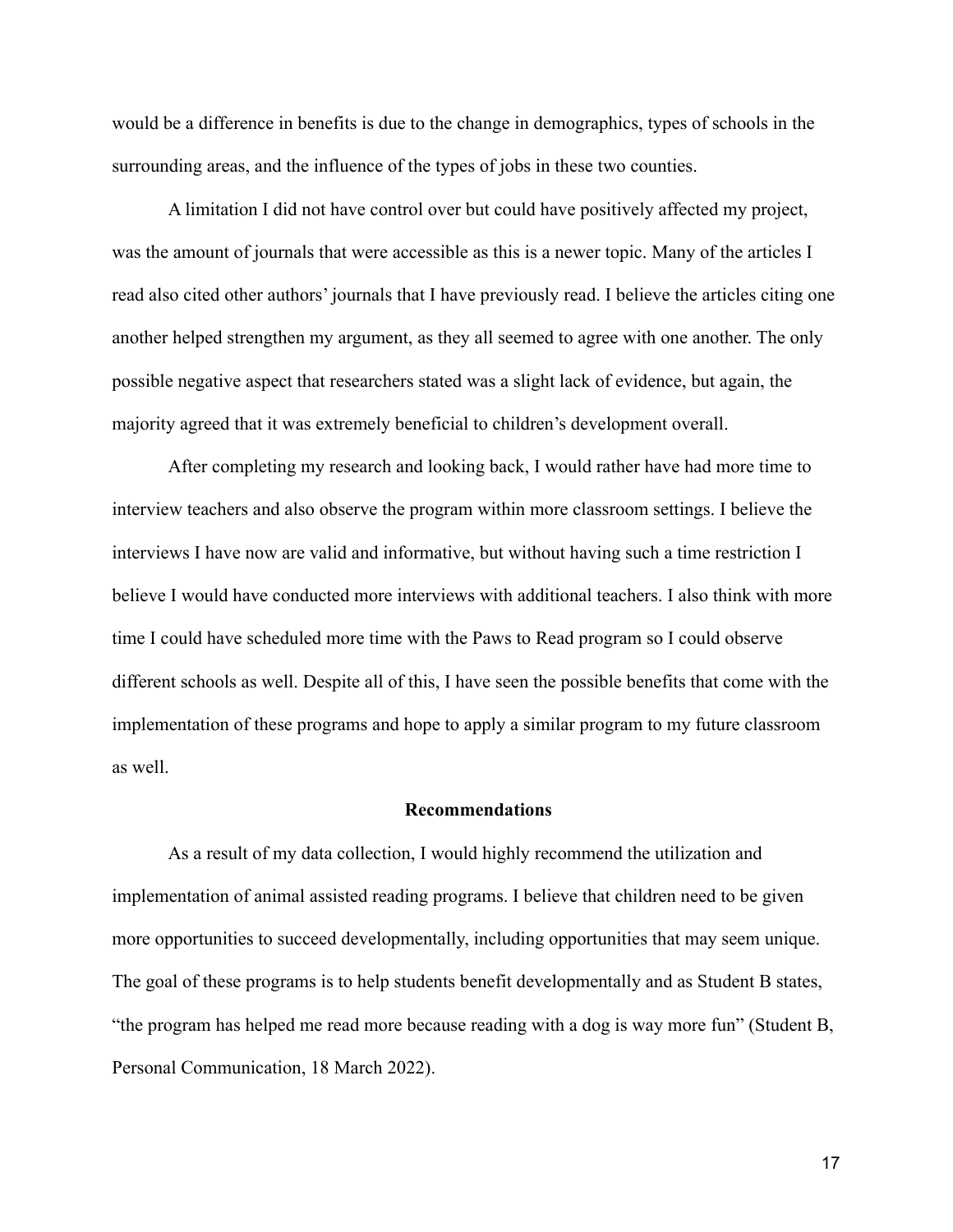would be a difference in benefits is due to the change in demographics, types of schools in the surrounding areas, and the influence of the types of jobs in these two counties.

A limitation I did not have control over but could have positively affected my project, was the amount of journals that were accessible as this is a newer topic. Many of the articles I read also cited other authors' journals that I have previously read. I believe the articles citing one another helped strengthen my argument, as they all seemed to agree with one another. The only possible negative aspect that researchers stated was a slight lack of evidence, but again, the majority agreed that it was extremely beneficial to children's development overall.

After completing my research and looking back, I would rather have had more time to interview teachers and also observe the program within more classroom settings. I believe the interviews I have now are valid and informative, but without having such a time restriction I believe I would have conducted more interviews with additional teachers. I also think with more time I could have scheduled more time with the Paws to Read program so I could observe different schools as well. Despite all of this, I have seen the possible benefits that come with the implementation of these programs and hope to apply a similar program to my future classroom as well.

## Recommendations

As a result of my data collection, I would highly recommend the utilization and implementation of animal assisted reading programs. I believe that children need to be given more opportunities to succeed developmentally, including opportunities that may seem unique. The goal of these programs is to help students benefit developmentally and as Student B states, "the program has helped me read more because reading with a dog is way more fun" (Student B, Personal Communication, 18 March 2022).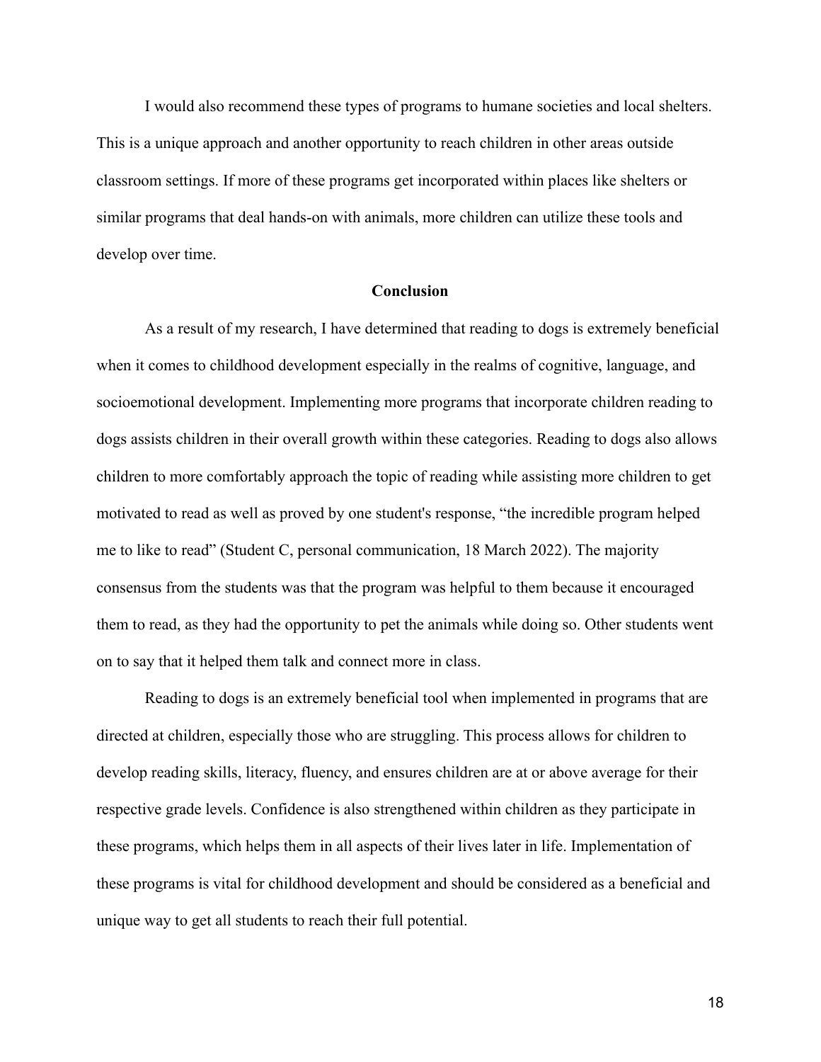I would also recommend these types of programs to humane societies and local shelters. This is a unique approach and another opportunity to reach children in other areas outside classroom settings. If more of these programs get incorporated within places like shelters or similar programs that deal hands-on with animals, more children can utilize these tools and develop over time.

## Conclusion

As a result of my research, I have determined that reading to dogs is extremely beneficial when it comes to childhood development especially in the realms of cognitive, language, and socioemotional development. Implementing more programs that incorporate children reading to dogs assists children in their overall growth within these categories. Reading to dogs also allows children to more comfortably approach the topic of reading while assisting more children to get motivated to read as well as proved by one student's response, "the incredible program helped me to like to read" (Student C, personal communication, 18 March 2022). The majority consensus from the students was that the program was helpful to them because it encouraged them to read, as they had the opportunity to pet the animals while doing so. Other students went on to say that it helped them talk and connect more in class.

Reading to dogs is an extremely beneficial tool when implemented in programs that are directed at children, especially those who are struggling. This process allows for children to develop reading skills, literacy, fluency, and ensures children are at or above average for their respective grade levels. Confidence is also strengthened within children as they participate in these programs, which helps them in all aspects of their lives later in life. Implementation of these programs is vital for childhood development and should be considered as a beneficial and unique way to get all students to reach their full potential.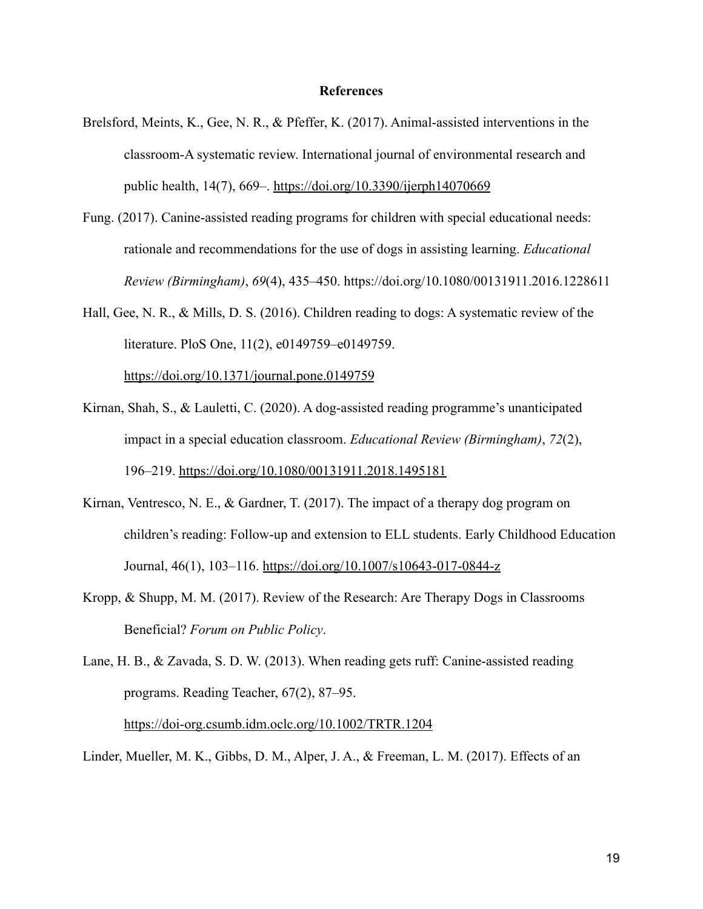**References**

Brelsford, Meints, K., Gee, N. R., & Pfeffer, K. (2017). Animal-assisted interventions in the classroom-A systematic review. International journal of environmental research and public health, 14(7), 669–. https://doi.org/10.3390/ijerph14070669

Fung. (2017). Canine-assisted reading programs for children with special educational needs: rationale and recommendations for the use of dogs in assisting learning. *Educational Review (Birmingham)*, *69*(4), 435–450. https://doi.org/10.1080/00131911.2016.1228611

Hall, Gee, N. R., & Mills, D. S. (2016). Children reading to dogs: A systematic review of the literature. PloS One, 11(2), e0149759–e0149759. https://doi.org/10.1371/journal.pone.0149759

Kirnan, Shah, S., & Lauletti, C. (2020). A dog-assisted reading programme's unanticipated impact in a special education classroom. *Educational Review (Birmingham)*, *72*(2), 196–219. https://doi.org/10.1080/00131911.2018.1495181

Kirnan, Ventresco, N. E., & Gardner, T. (2017). The impact of a therapy dog program on children's reading: Follow-up and extension to ELL students. Early Childhood Education Journal, 46(1), 103–116. https://doi.org/10.1007/s10643-017-0844-z

Kropp, & Shupp, M. M. (2017). Review of the Research: Are Therapy Dogs in Classrooms Beneficial? *Forum on Public Policy*.

Lane, H. B., & Zavada, S. D. W. (2013). When reading gets ruff: Canine-assisted reading programs. Reading Teacher, 67(2), 87–95. https://doi-org.csumb.idm.oclc.org/10.1002/TRTR.1204

Linder, Mueller, M. K., Gibbs, D. M., Alper, J. A., & Freeman, L. M. (2017). Effects of an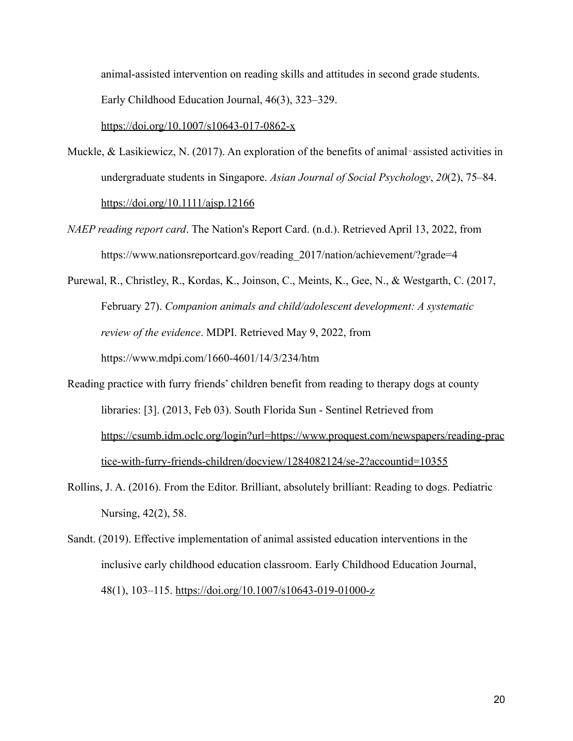animal-assisted intervention on reading skills and attitudes in second grade students. Early Childhood Education Journal, 46(3), 323–329. https://doi.org/10.1007/s10643-017-0862-x

Muckle, & Lasikiewicz, N. (2017). An exploration of the benefits of animal‐assisted activities in undergraduate students in Singapore. *Asian Journal of Social Psychology*, *20*(2), 75–84. https://doi.org/10.1111/ajsp.12166

*NAEP reading report card*. The Nation's Report Card. (n.d.). Retrieved April 13, 2022, from https://www.nationsreportcard.gov/reading_2017/nation/achievement/?grade=4

Purewal, R., Christley, R., Kordas, K., Joinson, C., Meints, K., Gee, N., & Westgarth, C. (2017, February 27). *Companion animals and child/adolescent development: A systematic review of the evidence*. MDPI. Retrieved May 9, 2022, from https://www.mdpi.com/1660-4601/14/3/234/htm

Reading practice with furry friends' children benefit from reading to therapy dogs at county libraries: [3]. (2013, Feb 03). South Florida Sun - Sentinel Retrieved from https://csumb.idm.oclc.org/login?url=https://www.proquest.com/newspapers/reading-practice-with-furry-friends-children/docview/1284082124/se-2?accountid=10355

Rollins, J. A. (2016). From the Editor. Brilliant, absolutely brilliant: Reading to dogs. Pediatric Nursing, 42(2), 58.

Sandt. (2019). Effective implementation of animal assisted education interventions in the inclusive early childhood education classroom. Early Childhood Education Journal, 48(1), 103–115. https://doi.org/10.1007/s10643-019-01000-z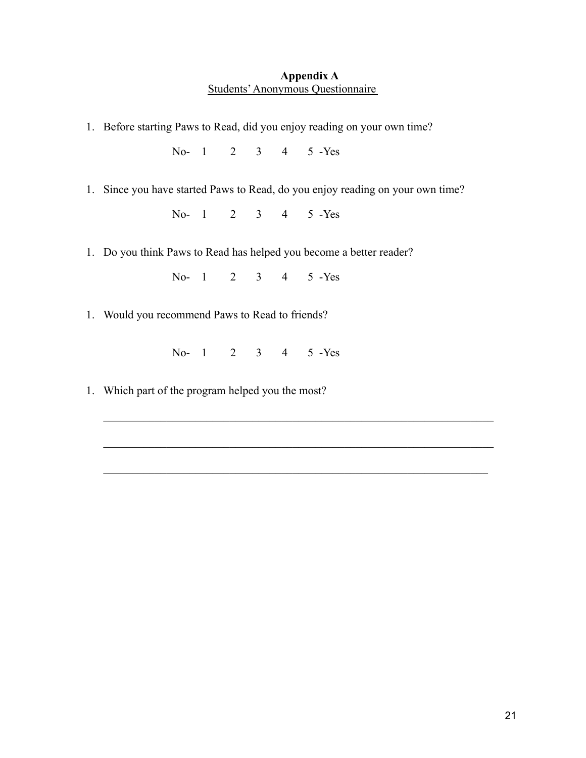**Appendix A**

Students' Anonymous Questionnaire

1. Before starting Paws to Read, did you enjoy reading on your own time?

   No- 1 2 3 4 5 -Yes

1. Since you have started Paws to Read, do you enjoy reading on your own time?

   No- 1 2 3 4 5 -Yes

1. Do you think Paws to Read has helped you become a better reader?

   No- 1 2 3 4 5 -Yes

1. Would you recommend Paws to Read to friends?

   No- 1 2 3 4 5 -Yes

1. Which part of the program helped you the most?

   ______________________________________________________________________

   ______________________________________________________________________

   ______________________________________________________________________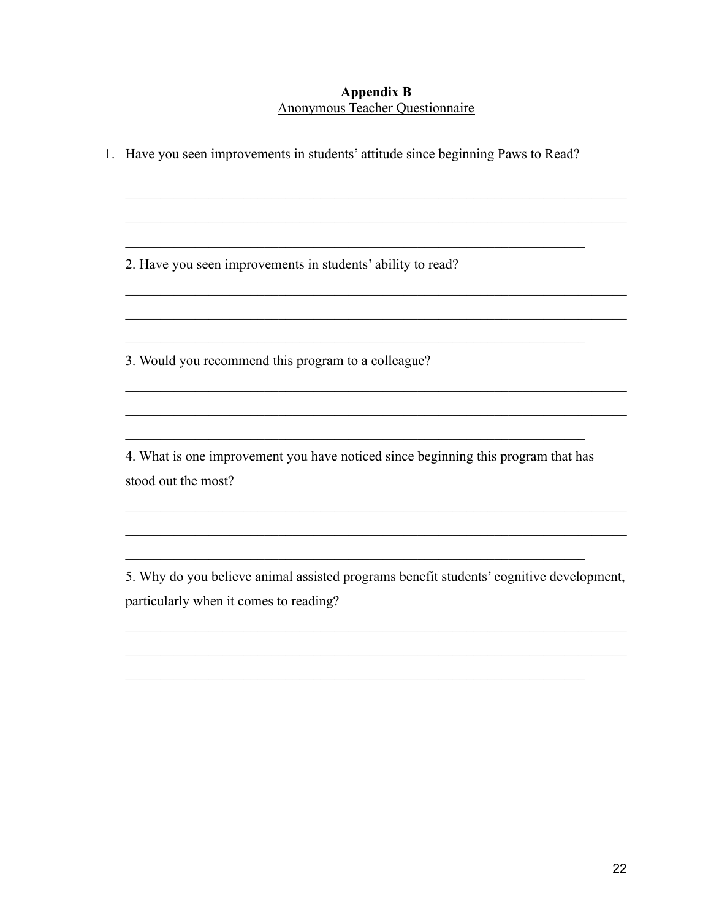**Appendix B**

Anonymous Teacher Questionnaire

1. Have you seen improvements in students' attitude since beginning Paws to Read?

_________________________________________________________________________

_________________________________________________________________________

__________________________________________________________________

2. Have you seen improvements in students' ability to read?

_________________________________________________________________________

_________________________________________________________________________

__________________________________________________________________

3. Would you recommend this program to a colleague?

_________________________________________________________________________

_________________________________________________________________________

__________________________________________________________________

4. What is one improvement you have noticed since beginning this program that has stood out the most?

_________________________________________________________________________

_________________________________________________________________________

__________________________________________________________________

5. Why do you believe animal assisted programs benefit students' cognitive development, particularly when it comes to reading?

_________________________________________________________________________

_________________________________________________________________________

__________________________________________________________________